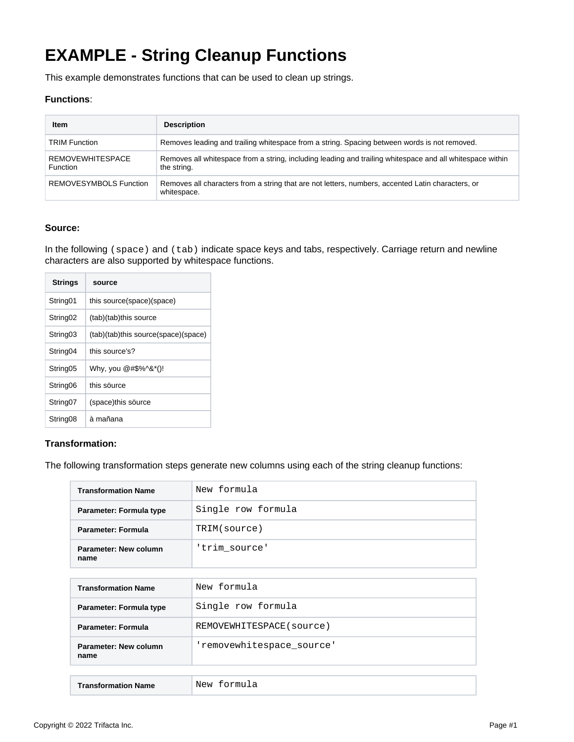# EXAMPLE - String Cleanup Functions

This example demonstrates functions that can be used to clean up strings.

**Functions**:

| Item | Description |
| --- | --- |
| TRIM Function | Removes leading and trailing whitespace from a string. Spacing between words is not removed. |
| REMOVEWHITESPACE Function | Removes all whitespace from a string, including leading and trailing whitespace and all whitespace within the string. |
| REMOVESYMBOLS Function | Removes all characters from a string that are not letters, numbers, accented Latin characters, or whitespace. |

**Source:**

In the following `(space)` and `(tab)` indicate space keys and tabs, respectively. Carriage return and newline characters are also supported by whitespace functions.

| Strings | source |
| --- | --- |
| String01 | this source(space)(space) |
| String02 | (tab)(tab)this source |
| String03 | (tab)(tab)this source(space)(space) |
| String04 | this source's? |
| String05 | Why, you @#$%^&*()! |
| String06 | this söurce |
| String07 | (space)this söurce |
| String08 | à mañana |

**Transformation:**

The following transformation steps generate new columns using each of the string cleanup functions:

| Transformation Name | `New formula` |
| --- | --- |
| Parameter: Formula type | `Single row formula` |
| Parameter: Formula | `TRIM(source)` |
| Parameter: New column name | `'trim_source'` |

| Transformation Name | `New formula` |
| --- | --- |
| Parameter: Formula type | `Single row formula` |
| Parameter: Formula | `REMOVEWHITESPACE(source)` |
| Parameter: New column name | `'removewhitespace_source'` |

| Transformation Name | `New formula` |
| --- | --- |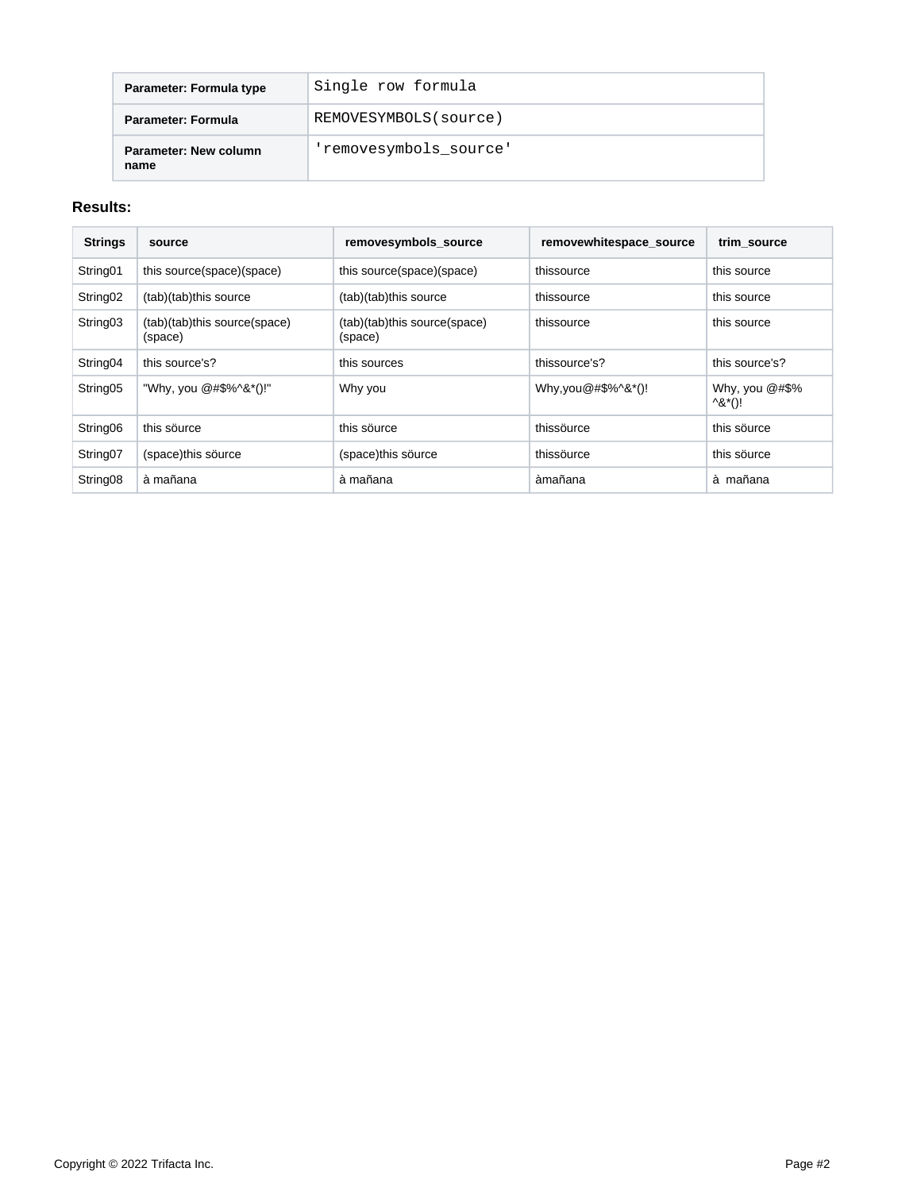| | |
|---|---|
| **Parameter: Formula type** | Single row formula |
| **Parameter: Formula** | REMOVESYMBOLS(source) |
| **Parameter: New column name** | 'removesymbols_source' |

**Results:**

| Strings | source | removesymbols_source | removewhitespace_source | trim_source |
|---|---|---|---|---|
| String01 | this source(space)(space) | this source(space)(space) | thissource | this source |
| String02 | (tab)(tab)this source | (tab)(tab)this source | thissource | this source |
| String03 | (tab)(tab)this source(space)(space) | (tab)(tab)this source(space)(space) | thissource | this source |
| String04 | this source's? | this sources | thissource's? | this source's? |
| String05 | "Why, you @#$%^&*()!" | Why you | Why,you@#$%^&*()! | Why, you @#$%^&*()! |
| String06 | this söurce | this söurce | thissöurce | this söurce |
| String07 | (space)this söurce | (space)this söurce | thissöurce | this söurce |
| String08 | à mañana | à mañana | àmañana | à  mañana |